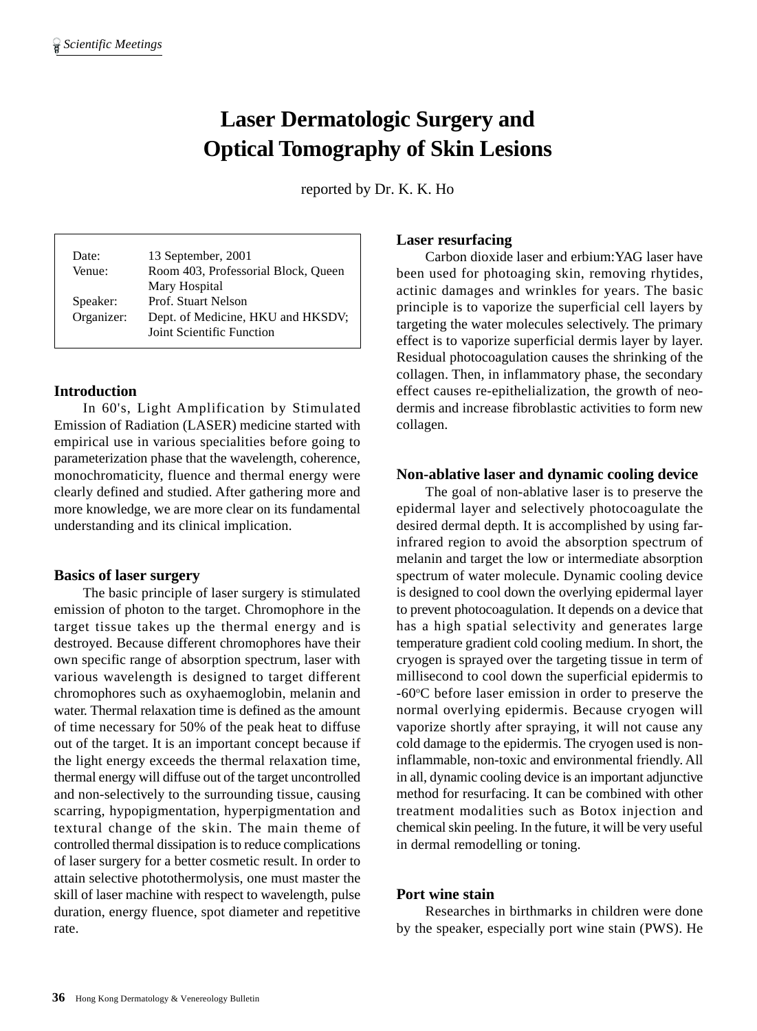# Laser Dermatologic Surgery and Optical Tomography of Skin Lesions

reported by Dr. K. K. Ho

| | |
|---|---|
| Date: | 13 September, 2001 |
| Venue: | Room 403, Professorial Block, Queen Mary Hospital |
| Speaker: | Prof. Stuart Nelson |
| Organizer: | Dept. of Medicine, HKU and HKSDV; Joint Scientific Function |

## Introduction

In 60's, Light Amplification by Stimulated Emission of Radiation (LASER) medicine started with empirical use in various specialities before going to parameterization phase that the wavelength, coherence, monochromaticity, fluence and thermal energy were clearly defined and studied. After gathering more and more knowledge, we are more clear on its fundamental understanding and its clinical implication.

## Basics of laser surgery

The basic principle of laser surgery is stimulated emission of photon to the target. Chromophore in the target tissue takes up the thermal energy and is destroyed. Because different chromophores have their own specific range of absorption spectrum, laser with various wavelength is designed to target different chromophores such as oxyhaemoglobin, melanin and water. Thermal relaxation time is defined as the amount of time necessary for 50% of the peak heat to diffuse out of the target. It is an important concept because if the light energy exceeds the thermal relaxation time, thermal energy will diffuse out of the target uncontrolled and non-selectively to the surrounding tissue, causing scarring, hypopigmentation, hyperpigmentation and textural change of the skin. The main theme of controlled thermal dissipation is to reduce complications of laser surgery for a better cosmetic result. In order to attain selective photothermolysis, one must master the skill of laser machine with respect to wavelength, pulse duration, energy fluence, spot diameter and repetitive rate.

## Laser resurfacing

Carbon dioxide laser and erbium:YAG laser have been used for photoaging skin, removing rhytides, actinic damages and wrinkles for years. The basic principle is to vaporize the superficial cell layers by targeting the water molecules selectively. The primary effect is to vaporize superficial dermis layer by layer. Residual photocoagulation causes the shrinking of the collagen. Then, in inflammatory phase, the secondary effect causes re-epithelialization, the growth of neo-dermis and increase fibroblastic activities to form new collagen.

## Non-ablative laser and dynamic cooling device

The goal of non-ablative laser is to preserve the epidermal layer and selectively photocoagulate the desired dermal depth. It is accomplished by using far-infrared region to avoid the absorption spectrum of melanin and target the low or intermediate absorption spectrum of water molecule. Dynamic cooling device is designed to cool down the overlying epidermal layer to prevent photocoagulation. It depends on a device that has a high spatial selectivity and generates large temperature gradient cold cooling medium. In short, the cryogen is sprayed over the targeting tissue in term of millisecond to cool down the superficial epidermis to -60$^{o}$C before laser emission in order to preserve the normal overlying epidermis. Because cryogen will vaporize shortly after spraying, it will not cause any cold damage to the epidermis. The cryogen used is non-inflammable, non-toxic and environmental friendly. All in all, dynamic cooling device is an important adjunctive method for resurfacing. It can be combined with other treatment modalities such as Botox injection and chemical skin peeling. In the future, it will be very useful in dermal remodelling or toning.

## Port wine stain

Researches in birthmarks in children were done by the speaker, especially port wine stain (PWS). He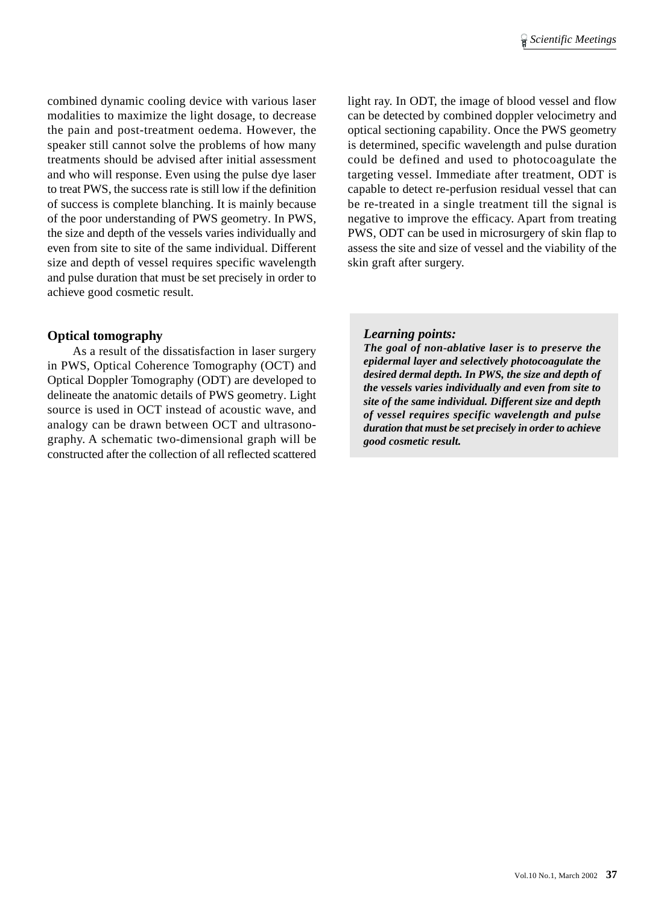combined dynamic cooling device with various laser modalities to maximize the light dosage, to decrease the pain and post-treatment oedema. However, the speaker still cannot solve the problems of how many treatments should be advised after initial assessment and who will response. Even using the pulse dye laser to treat PWS, the success rate is still low if the definition of success is complete blanching. It is mainly because of the poor understanding of PWS geometry. In PWS, the size and depth of the vessels varies individually and even from site to site of the same individual. Different size and depth of vessel requires specific wavelength and pulse duration that must be set precisely in order to achieve good cosmetic result.

### Optical tomography

As a result of the dissatisfaction in laser surgery in PWS, Optical Coherence Tomography (OCT) and Optical Doppler Tomography (ODT) are developed to delineate the anatomic details of PWS geometry. Light source is used in OCT instead of acoustic wave, and analogy can be drawn between OCT and ultrasonography. A schematic two-dimensional graph will be constructed after the collection of all reflected scattered light ray. In ODT, the image of blood vessel and flow can be detected by combined doppler velocimetry and optical sectioning capability. Once the PWS geometry is determined, specific wavelength and pulse duration could be defined and used to photocoagulate the targeting vessel. Immediate after treatment, ODT is capable to detect re-perfusion residual vessel that can be re-treated in a single treatment till the signal is negative to improve the efficacy. Apart from treating PWS, ODT can be used in microsurgery of skin flap to assess the site and size of vessel and the viability of the skin graft after surgery.

***Learning points:***

***The goal of non-ablative laser is to preserve the epidermal layer and selectively photocoagulate the desired dermal depth. In PWS, the size and depth of the vessels varies individually and even from site to site of the same individual. Different size and depth of vessel requires specific wavelength and pulse duration that must be set precisely in order to achieve good cosmetic result.***